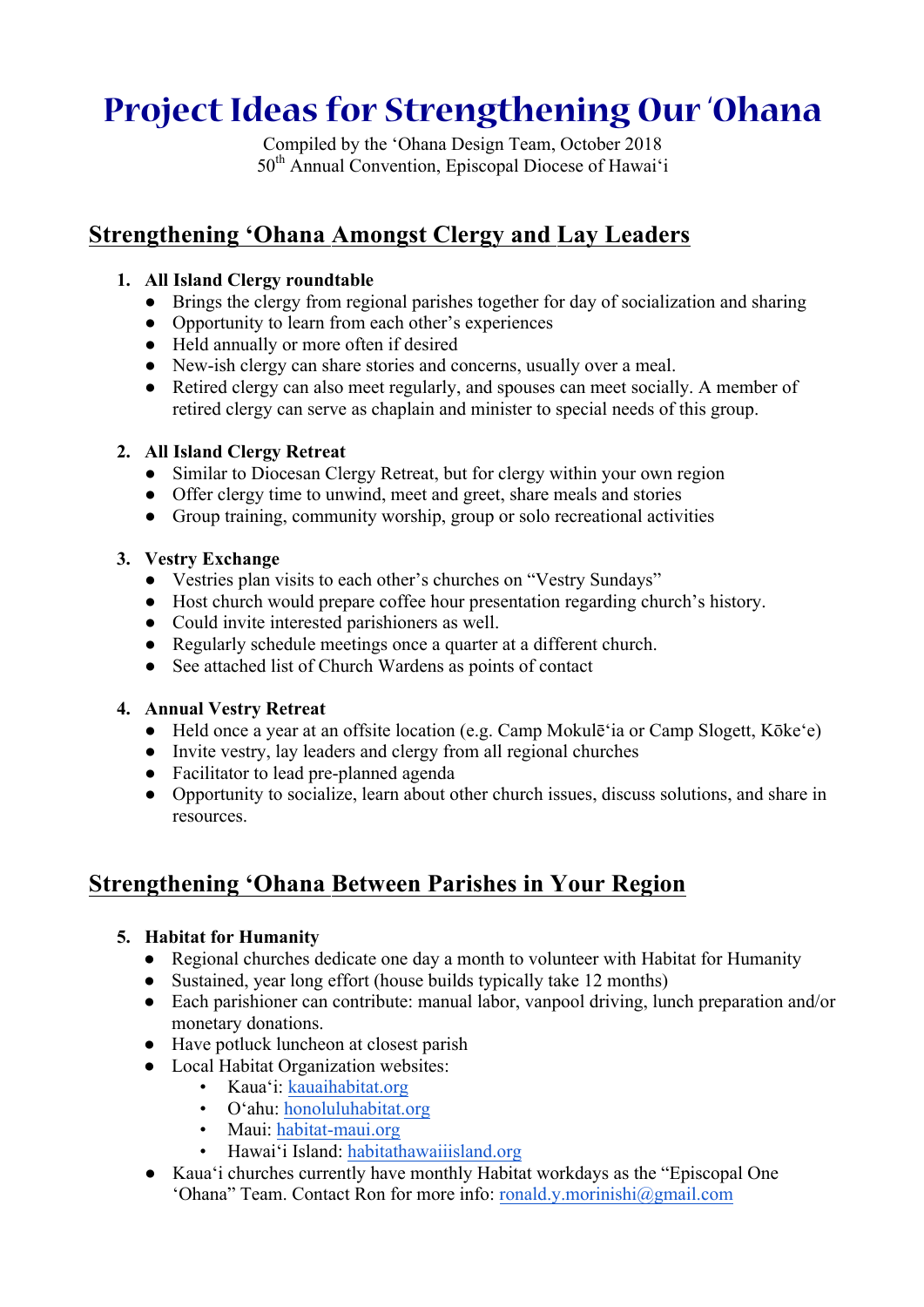# Project Ideas for Strengthening Our ʻOhana

Compiled by the ʻOhana Design Team, October 2018
50th Annual Convention, Episcopal Diocese of Hawaiʻi

## Strengthening ʻOhana Amongst Clergy and Lay Leaders

1. **All Island Clergy roundtable**
   - Brings the clergy from regional parishes together for day of socialization and sharing
   - Opportunity to learn from each other's experiences
   - Held annually or more often if desired
   - New-ish clergy can share stories and concerns, usually over a meal.
   - Retired clergy can also meet regularly, and spouses can meet socially. A member of retired clergy can serve as chaplain and minister to special needs of this group.

2. **All Island Clergy Retreat**
   - Similar to Diocesan Clergy Retreat, but for clergy within your own region
   - Offer clergy time to unwind, meet and greet, share meals and stories
   - Group training, community worship, group or solo recreational activities

3. **Vestry Exchange**
   - Vestries plan visits to each other's churches on "Vestry Sundays"
   - Host church would prepare coffee hour presentation regarding church's history.
   - Could invite interested parishioners as well.
   - Regularly schedule meetings once a quarter at a different church.
   - See attached list of Church Wardens as points of contact

4. **Annual Vestry Retreat**
   - Held once a year at an offsite location (e.g. Camp Mokulēʻia or Camp Slogett, Kōkeʻe)
   - Invite vestry, lay leaders and clergy from all regional churches
   - Facilitator to lead pre-planned agenda
   - Opportunity to socialize, learn about other church issues, discuss solutions, and share in resources.

## Strengthening ʻOhana Between Parishes in Your Region

5. **Habitat for Humanity**
   - Regional churches dedicate one day a month to volunteer with Habitat for Humanity
   - Sustained, year long effort (house builds typically take 12 months)
   - Each parishioner can contribute: manual labor, vanpool driving, lunch preparation and/or monetary donations.
   - Have potluck luncheon at closest parish
   - Local Habitat Organization websites:
     - Kauaʻi: kauaihabitat.org
     - Oʻahu: honoluluhabitat.org
     - Maui: habitat-maui.org
     - Hawaiʻi Island: habitathawaiiisland.org
   - Kauaʻi churches currently have monthly Habitat workdays as the "Episcopal One ʻOhana" Team. Contact Ron for more info: ronald.y.morinishi@gmail.com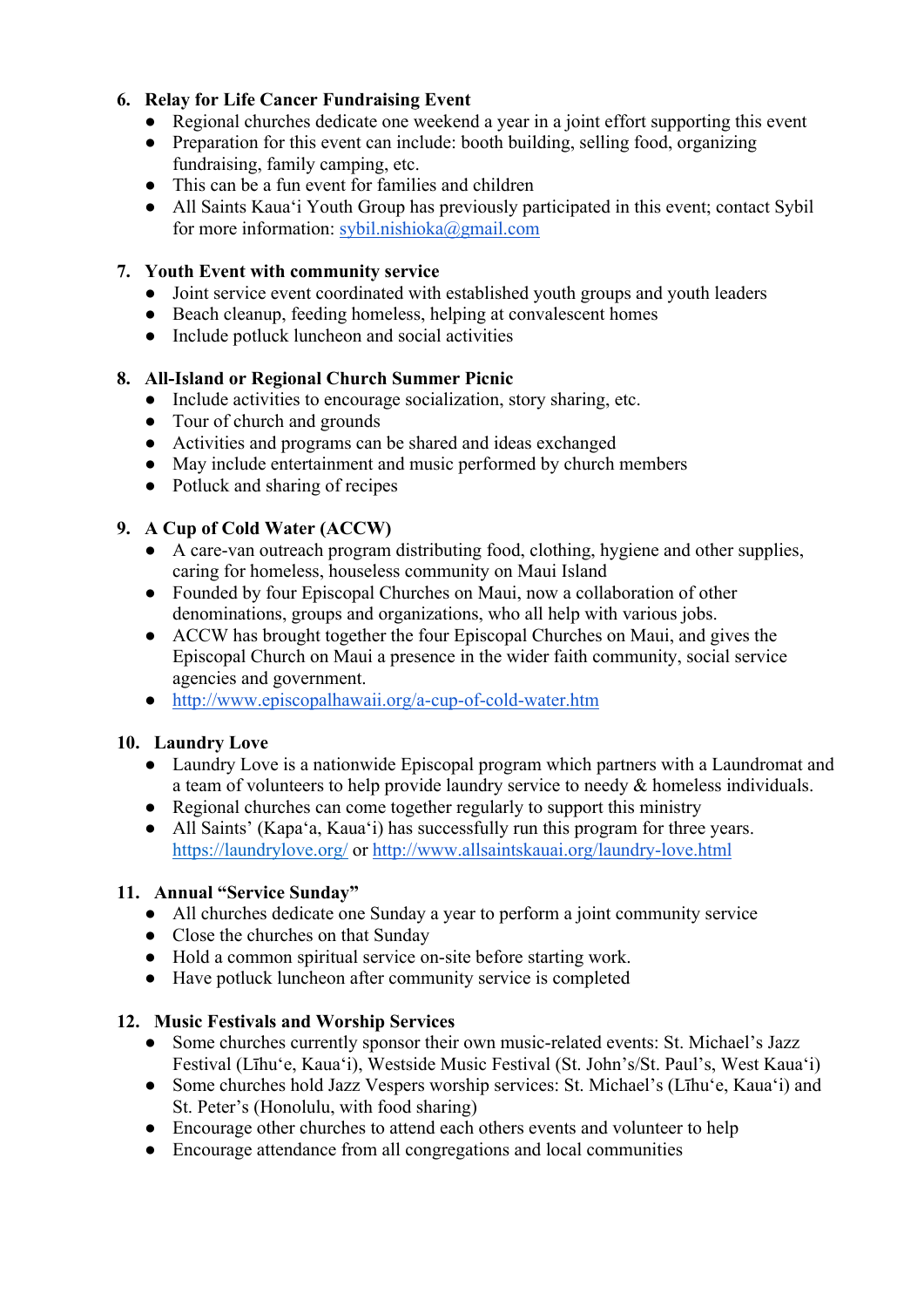6. **Relay for Life Cancer Fundraising Event**
   - Regional churches dedicate one weekend a year in a joint effort supporting this event
   - Preparation for this event can include: booth building, selling food, organizing fundraising, family camping, etc.
   - This can be a fun event for families and children
   - All Saints Kaua‘i Youth Group has previously participated in this event; contact Sybil for more information: sybil.nishioka@gmail.com

7. **Youth Event with community service**
   - Joint service event coordinated with established youth groups and youth leaders
   - Beach cleanup, feeding homeless, helping at convalescent homes
   - Include potluck luncheon and social activities

8. **All-Island or Regional Church Summer Picnic**
   - Include activities to encourage socialization, story sharing, etc.
   - Tour of church and grounds
   - Activities and programs can be shared and ideas exchanged
   - May include entertainment and music performed by church members
   - Potluck and sharing of recipes

9. **A Cup of Cold Water (ACCW)**
   - A care-van outreach program distributing food, clothing, hygiene and other supplies, caring for homeless, houseless community on Maui Island
   - Founded by four Episcopal Churches on Maui, now a collaboration of other denominations, groups and organizations, who all help with various jobs.
   - ACCW has brought together the four Episcopal Churches on Maui, and gives the Episcopal Church on Maui a presence in the wider faith community, social service agencies and government.
   - http://www.episcopalhawaii.org/a-cup-of-cold-water.htm

10. **Laundry Love**
    - Laundry Love is a nationwide Episcopal program which partners with a Laundromat and a team of volunteers to help provide laundry service to needy & homeless individuals.
    - Regional churches can come together regularly to support this ministry
    - All Saints’ (Kapa‘a, Kaua‘i) has successfully run this program for three years. https://laundrylove.org/ or http://www.allsaintskauai.org/laundry-love.html

11. **Annual “Service Sunday”**
    - All churches dedicate one Sunday a year to perform a joint community service
    - Close the churches on that Sunday
    - Hold a common spiritual service on-site before starting work.
    - Have potluck luncheon after community service is completed

12. **Music Festivals and Worship Services**
    - Some churches currently sponsor their own music-related events: St. Michael’s Jazz Festival (Līhu‘e, Kaua‘i), Westside Music Festival (St. John’s/St. Paul’s, West Kaua‘i)
    - Some churches hold Jazz Vespers worship services: St. Michael’s (Līhu‘e, Kaua‘i) and St. Peter’s (Honolulu, with food sharing)
    - Encourage other churches to attend each others events and volunteer to help
    - Encourage attendance from all congregations and local communities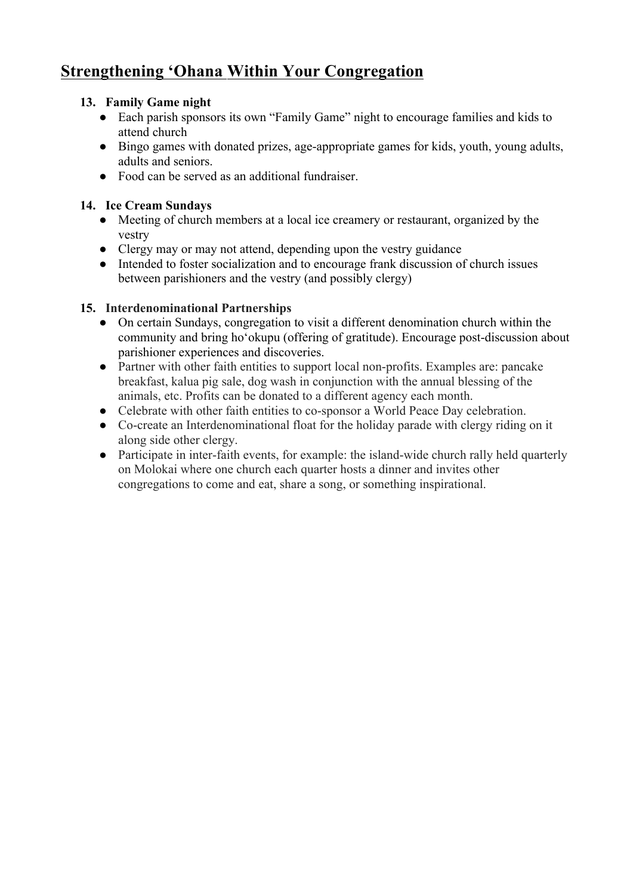## Strengthening ‘Ohana Within Your Congregation

13. **Family Game night**
    - Each parish sponsors its own “Family Game” night to encourage families and kids to attend church
    - Bingo games with donated prizes, age-appropriate games for kids, youth, young adults, adults and seniors.
    - Food can be served as an additional fundraiser.

14. **Ice Cream Sundays**
    - Meeting of church members at a local ice creamery or restaurant, organized by the vestry
    - Clergy may or may not attend, depending upon the vestry guidance
    - Intended to foster socialization and to encourage frank discussion of church issues between parishioners and the vestry (and possibly clergy)

15. **Interdenominational Partnerships**
    - On certain Sundays, congregation to visit a different denomination church within the community and bring ho‘okupu (offering of gratitude). Encourage post-discussion about parishioner experiences and discoveries.
    - Partner with other faith entities to support local non-profits. Examples are: pancake breakfast, kalua pig sale, dog wash in conjunction with the annual blessing of the animals, etc. Profits can be donated to a different agency each month.
    - Celebrate with other faith entities to co-sponsor a World Peace Day celebration.
    - Co-create an Interdenominational float for the holiday parade with clergy riding on it along side other clergy.
    - Participate in inter-faith events, for example: the island-wide church rally held quarterly on Molokai where one church each quarter hosts a dinner and invites other congregations to come and eat, share a song, or something inspirational.